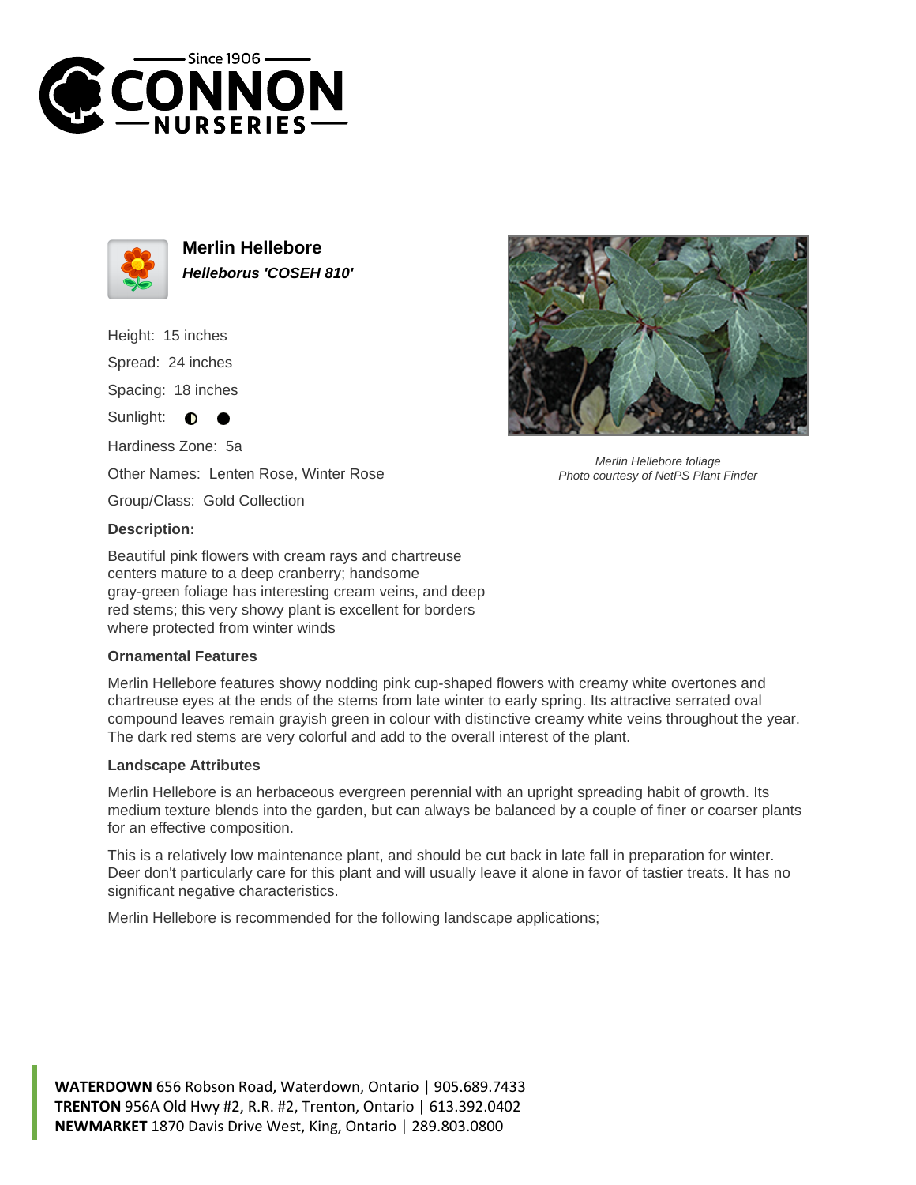# Merlin Hellebore

***Helleborus 'COSEH 810'***

Height: 15 inches

Spread: 24 inches

Spacing: 18 inches

Sunlight: ◐ ●

Hardiness Zone: 5a

Other Names: Lenten Rose, Winter Rose

Group/Class: Gold Collection

*Merlin Hellebore foliage*
*Photo courtesy of NetPS Plant Finder*

### Description:

Beautiful pink flowers with cream rays and chartreuse centers mature to a deep cranberry; handsome gray-green foliage has interesting cream veins, and deep red stems; this very showy plant is excellent for borders where protected from winter winds

### Ornamental Features

Merlin Hellebore features showy nodding pink cup-shaped flowers with creamy white overtones and chartreuse eyes at the ends of the stems from late winter to early spring. Its attractive serrated oval compound leaves remain grayish green in colour with distinctive creamy white veins throughout the year. The dark red stems are very colorful and add to the overall interest of the plant.

### Landscape Attributes

Merlin Hellebore is an herbaceous evergreen perennial with an upright spreading habit of growth. Its medium texture blends into the garden, but can always be balanced by a couple of finer or coarser plants for an effective composition.

This is a relatively low maintenance plant, and should be cut back in late fall in preparation for winter. Deer don't particularly care for this plant and will usually leave it alone in favor of tastier treats. It has no significant negative characteristics.

Merlin Hellebore is recommended for the following landscape applications;

**WATERDOWN** 656 Robson Road, Waterdown, Ontario | 905.689.7433
**TRENTON** 956A Old Hwy #2, R.R. #2, Trenton, Ontario | 613.392.0402
**NEWMARKET** 1870 Davis Drive West, King, Ontario | 289.803.0800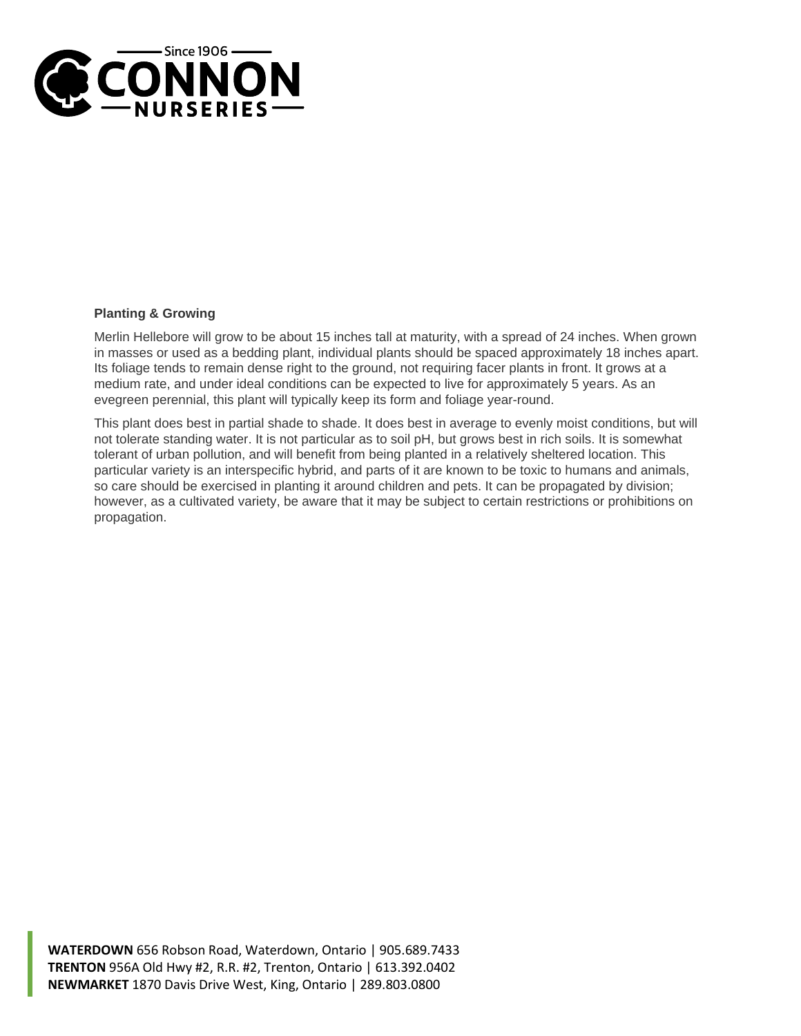## Planting & Growing

Merlin Hellebore will grow to be about 15 inches tall at maturity, with a spread of 24 inches. When grown in masses or used as a bedding plant, individual plants should be spaced approximately 18 inches apart. Its foliage tends to remain dense right to the ground, not requiring facer plants in front. It grows at a medium rate, and under ideal conditions can be expected to live for approximately 5 years. As an evegreen perennial, this plant will typically keep its form and foliage year-round.

This plant does best in partial shade to shade. It does best in average to evenly moist conditions, but will not tolerate standing water. It is not particular as to soil pH, but grows best in rich soils. It is somewhat tolerant of urban pollution, and will benefit from being planted in a relatively sheltered location. This particular variety is an interspecific hybrid, and parts of it are known to be toxic to humans and animals, so care should be exercised in planting it around children and pets. It can be propagated by division; however, as a cultivated variety, be aware that it may be subject to certain restrictions or prohibitions on propagation.